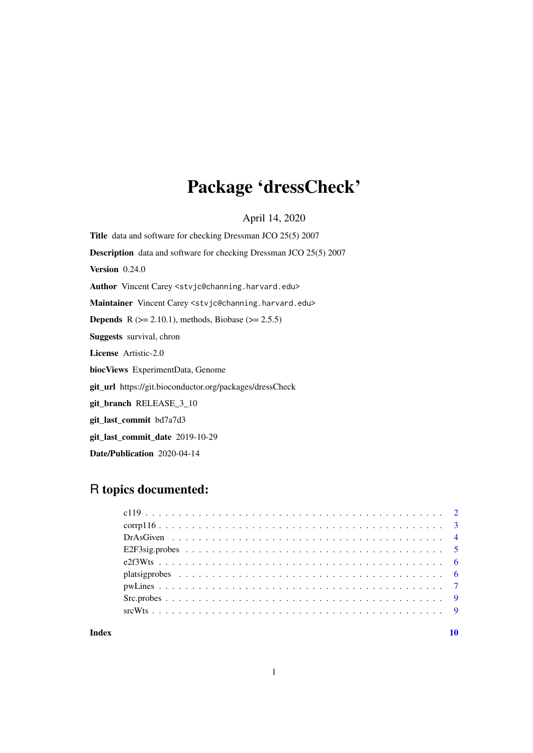# Package 'dressCheck'

April 14, 2020

**Title** data and software for checking Dressman JCO 25(5) 2007

**Description** data and software for checking Dressman JCO 25(5) 2007

**Version** 0.24.0

**Author** Vincent Carey <stvjc@channing.harvard.edu>

**Maintainer** Vincent Carey <stvjc@channing.harvard.edu>

**Depends** R (>= 2.10.1), methods, Biobase (>= 2.5.5)

**Suggests** survival, chron

**License** Artistic-2.0

**biocViews** ExperimentData, Genome

**git_url** https://git.bioconductor.org/packages/dressCheck

**git_branch** RELEASE_3_10

**git_last_commit** bd7a7d3

**git_last_commit_date** 2019-10-29

**Date/Publication** 2020-04-14

## R topics documented:

| | |
|---|---|
| c119 | 2 |
| corrp116 | 3 |
| DrAsGiven | 4 |
| E2F3sig.probes | 5 |
| e2f3Wts | 6 |
| platsigprobes | 6 |
| pwLines | 7 |
| Src.probes | 9 |
| srcWts | 9 |

**Index** **10**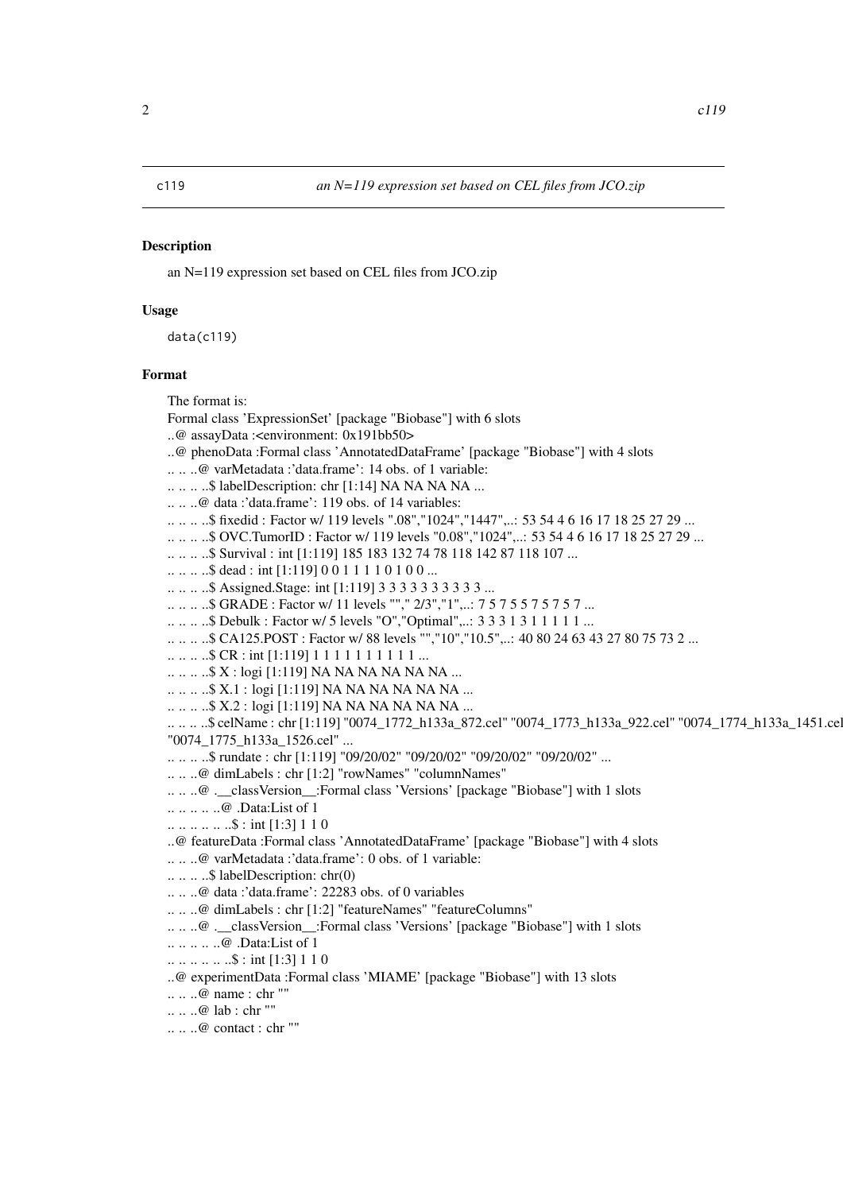c119 *an N=119 expression set based on CEL files from JCO.zip*

### Description

an N=119 expression set based on CEL files from JCO.zip

### Usage

```
data(c119)
```

### Format

The format is:
Formal class 'ExpressionSet' [package "Biobase"] with 6 slots
..@ assayData :<environment: 0x191bb50>
..@ phenoData :Formal class 'AnnotatedDataFrame' [package "Biobase"] with 4 slots
.. .. ..@ varMetadata :'data.frame': 14 obs. of 1 variable:
.. .. .. ..$ labelDescription: chr [1:14] NA NA NA NA ...
.. .. ..@ data :'data.frame': 119 obs. of 14 variables:
.. .. .. ..$ fixedid : Factor w/ 119 levels ".08","1024","1447",..: 53 54 4 6 16 17 18 25 27 29 ...
.. .. .. ..$ OVC.TumorID : Factor w/ 119 levels "0.08","1024",..: 53 54 4 6 16 17 18 25 27 29 ...
.. .. .. ..$ Survival : int [1:119] 185 183 132 74 78 118 142 87 118 107 ...
.. .. .. ..$ dead : int [1:119] 0 0 1 1 1 1 0 1 0 0 ...
.. .. .. ..$ Assigned.Stage: int [1:119] 3 3 3 3 3 3 3 3 3 3 ...
.. .. .. ..$ GRADE : Factor w/ 11 levels ""," 2/3","1",..: 7 5 7 5 5 7 5 7 5 7 ...
.. .. .. ..$ Debulk : Factor w/ 5 levels "O","Optimal",..: 3 3 3 1 3 1 1 1 1 1 ...
.. .. .. ..$ CA125.POST : Factor w/ 88 levels "","10","10.5",..: 40 80 24 63 43 27 80 75 73 2 ...
.. .. .. ..$ CR : int [1:119] 1 1 1 1 1 1 1 1 1 1 ...
.. .. .. ..$ X : logi [1:119] NA NA NA NA NA NA ...
.. .. .. ..$ X.1 : logi [1:119] NA NA NA NA NA NA ...
.. .. .. ..$ X.2 : logi [1:119] NA NA NA NA NA NA ...
.. .. .. ..$ celName : chr [1:119] "0074_1772_h133a_872.cel" "0074_1773_h133a_922.cel" "0074_1774_h133a_1451.cel"
"0074_1775_h133a_1526.cel" ...
.. .. .. ..$ rundate : chr [1:119] "09/20/02" "09/20/02" "09/20/02" "09/20/02" ...
.. .. ..@ dimLabels : chr [1:2] "rowNames" "columnNames"
.. .. ..@ .__classVersion__:Formal class 'Versions' [package "Biobase"] with 1 slots
.. .. .. .. ..@ .Data:List of 1
.. .. .. .. .. ..$ : int [1:3] 1 1 0
..@ featureData :Formal class 'AnnotatedDataFrame' [package "Biobase"] with 4 slots
.. .. ..@ varMetadata :'data.frame': 0 obs. of 1 variable:
.. .. .. ..$ labelDescription: chr(0)
.. .. ..@ data :'data.frame': 22283 obs. of 0 variables
.. .. ..@ dimLabels : chr [1:2] "featureNames" "featureColumns"
.. .. ..@ .__classVersion__:Formal class 'Versions' [package "Biobase"] with 1 slots
.. .. .. .. ..@ .Data:List of 1
.. .. .. .. .. ..$ : int [1:3] 1 1 0
..@ experimentData :Formal class 'MIAME' [package "Biobase"] with 13 slots
.. .. ..@ name : chr ""
.. .. ..@ lab : chr ""
.. .. ..@ contact : chr ""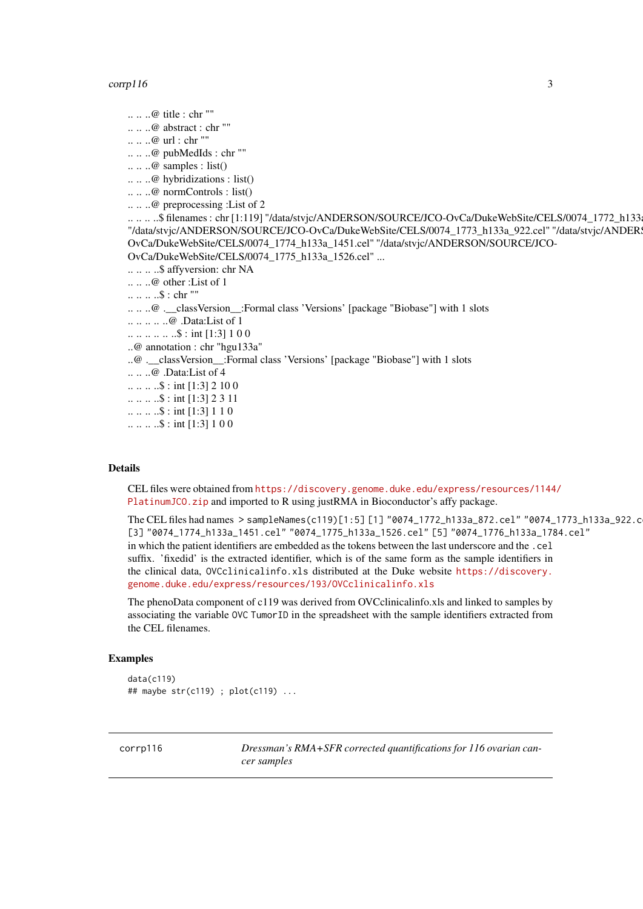.. .. ..@ title : chr ""
.. .. ..@ abstract : chr ""
.. .. ..@ url : chr ""
.. .. ..@ pubMedIds : chr ""
.. .. ..@ samples : list()
.. .. ..@ hybridizations : list()
.. .. ..@ normControls : list()
.. .. ..@ preprocessing :List of 2
.. .. .. ..$ filenames : chr [1:119] "/data/stvjc/ANDERSON/SOURCE/JCO-OvCa/DukeWebSite/CELS/0074_1772_h133a "/data/stvjc/ANDERSON/SOURCE/JCO-OvCa/DukeWebSite/CELS/0074_1773_h133a_922.cel" "/data/stvjc/ANDERS OvCa/DukeWebSite/CELS/0074_1774_h133a_1451.cel" "/data/stvjc/ANDERSON/SOURCE/JCO-OvCa/DukeWebSite/CELS/0074_1775_h133a_1526.cel" ...
.. .. .. ..$ affyversion: chr NA
.. .. ..@ other :List of 1
.. .. .. ..$ : chr ""
.. .. ..@ .__classVersion__:Formal class 'Versions' [package "Biobase"] with 1 slots
.. .. .. .. ..@ .Data:List of 1
.. .. .. .. .. ..$ : int [1:3] 1 0 0
..@ annotation : chr "hgu133a"
..@ .__classVersion__:Formal class 'Versions' [package "Biobase"] with 1 slots
.. .. ..@ .Data:List of 4
.. .. .. ..$ : int [1:3] 2 10 0
.. .. .. ..$ : int [1:3] 2 3 11
.. .. .. ..$ : int [1:3] 1 1 0
.. .. .. ..$ : int [1:3] 1 0 0

### Details

CEL files were obtained from https://discovery.genome.duke.edu/express/resources/1144/PlatinumJCO.zip and imported to R using justRMA in Bioconductor's affy package.

The CEL files had names `> sampleNames(c119)[1:5] [1] "0074_1772_h133a_872.cel" "0074_1773_h133a_922.c [3] "0074_1774_h133a_1451.cel" "0074_1775_h133a_1526.cel" [5] "0074_1776_h133a_1784.cel"` in which the patient identifiers are embedded as the tokens between the last underscore and the `.cel` suffix. 'fixedid' is the extracted identifier, which is of the same form as the sample identifiers in the clinical data, `OVCclinicalinfo.xls` distributed at the Duke website https://discovery.genome.duke.edu/express/resources/193/OVCclinicalinfo.xls

The phenoData component of c119 was derived from OVCclinicalinfo.xls and linked to samples by associating the variable `OVC TumorID` in the spreadsheet with the sample identifiers extracted from the CEL filenames.

### Examples

```
data(c119)
## maybe str(c119) ; plot(c119) ...
```

---

## corrp116 — *Dressman's RMA+SFR corrected quantifications for 116 ovarian cancer samples*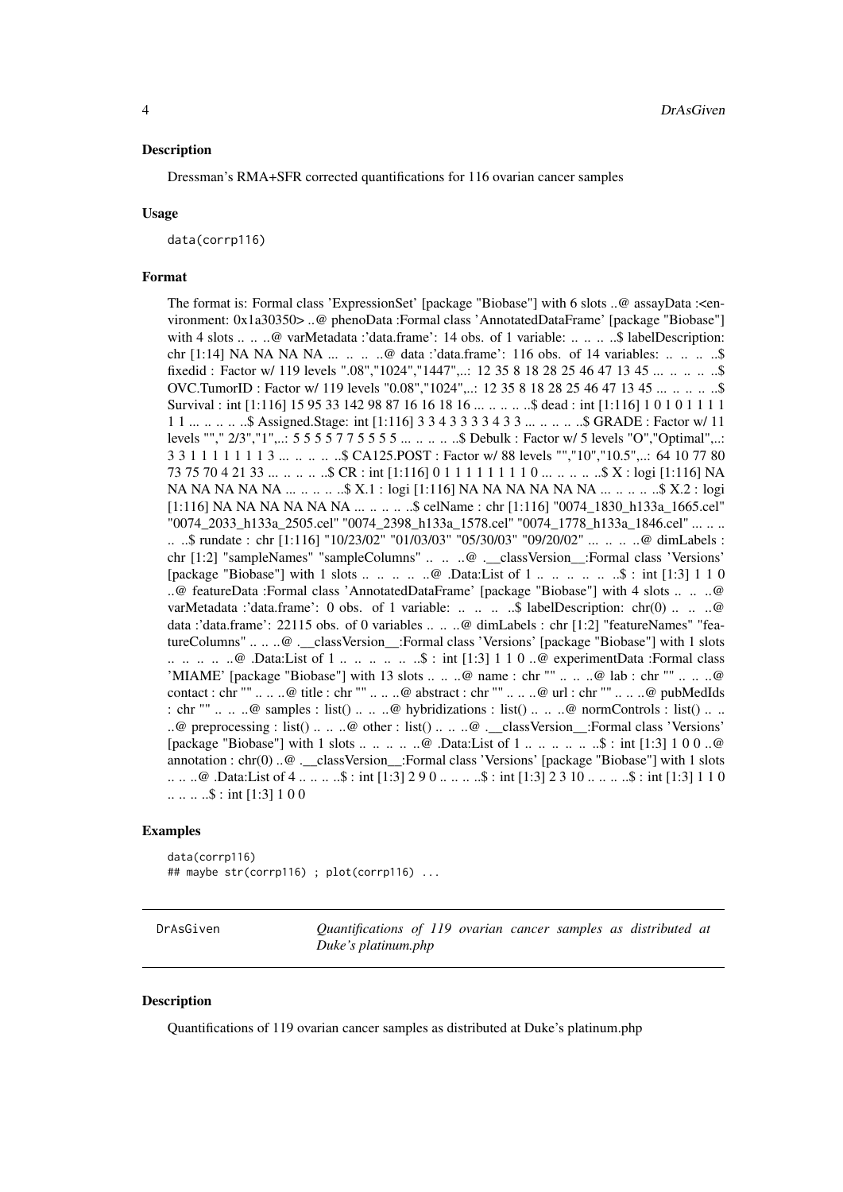## Description

Dressman's RMA+SFR corrected quantifications for 116 ovarian cancer samples

## Usage

```
data(corrp116)
```

## Format

The format is: Formal class 'ExpressionSet' [package "Biobase"] with 6 slots ..@ assayData :<environment: 0x1a30350> ..@ phenoData :Formal class 'AnnotatedDataFrame' [package "Biobase"] with 4 slots .. .. ..@ varMetadata :'data.frame': 14 obs. of 1 variable: .. .. .. ..$ labelDescription: chr [1:14] NA NA NA NA ... .. .. ..@ data :'data.frame': 116 obs. of 14 variables: .. .. .. ..$ fixedid : Factor w/ 119 levels ".08","1024","1447",..: 12 35 8 18 28 25 46 47 13 45 ... .. .. .. ..$ OVC.TumorID : Factor w/ 119 levels "0.08","1024",..: 12 35 8 18 28 25 46 47 13 45 ... .. .. .. ..$ Survival : int [1:116] 15 95 33 142 98 87 16 16 18 16 ... .. .. .. ..$ dead : int [1:116] 1 0 1 0 1 1 1 1 1 1 ... .. .. .. ..$ Assigned.Stage: int [1:116] 3 3 4 3 3 3 3 4 3 3 ... .. .. .. ..$ GRADE : Factor w/ 11 levels "","2/3","1",..: 5 5 5 5 7 7 5 5 5 5 ... .. .. .. ..$ Debulk : Factor w/ 5 levels "O","Optimal",..: 3 3 1 1 1 1 1 1 1 3 ... .. .. .. ..$ CA125.POST : Factor w/ 88 levels "","10","10.5",..: 64 10 77 80 73 75 70 4 21 33 ... .. .. .. ..$ CR : int [1:116] 0 1 1 1 1 1 1 1 1 0 ... .. .. .. ..$ X : logi [1:116] NA NA NA NA NA NA ... .. .. .. ..$ X.1 : logi [1:116] NA NA NA NA NA NA ... .. .. .. ..$ X.2 : logi [1:116] NA NA NA NA NA NA ... .. .. .. ..$ celName : chr [1:116] "0074_1830_h133a_1665.cel" "0074_2033_h133a_2505.cel" "0074_2398_h133a_1578.cel" "0074_1778_h133a_1846.cel" ... .. .. .. ..$ rundate : chr [1:116] "10/23/02" "01/03/03" "05/30/03" "09/20/02" ... .. .. ..@ dimLabels : chr [1:2] "sampleNames" "sampleColumns" .. .. ..@ .__classVersion__:Formal class 'Versions' [package "Biobase"] with 1 slots .. .. .. .. ..@ .Data:List of 1 .. .. .. .. .. ..$ : int [1:3] 1 1 0 ..@ featureData :Formal class 'AnnotatedDataFrame' [package "Biobase"] with 4 slots .. .. ..@ varMetadata :'data.frame': 0 obs. of 1 variable: .. .. .. ..$ labelDescription: chr(0) .. .. ..@ data :'data.frame': 22115 obs. of 0 variables .. .. ..@ dimLabels : chr [1:2] "featureNames" "featureColumns" .. .. ..@ .__classVersion__:Formal class 'Versions' [package "Biobase"] with 1 slots .. .. .. .. ..@ .Data:List of 1 .. .. .. .. .. ..$ : int [1:3] 1 1 0 ..@ experimentData :Formal class 'MIAME' [package "Biobase"] with 13 slots .. .. ..@ name : chr "" .. .. ..@ lab : chr "" .. .. ..@ contact : chr "" .. .. ..@ title : chr "" .. .. ..@ abstract : chr "" .. .. ..@ url : chr "" .. .. ..@ pubMedIds : chr "" .. .. ..@ samples : list() .. .. ..@ hybridizations : list() .. .. ..@ normControls : list() .. .. ..@ preprocessing : list() .. .. ..@ other : list() .. .. ..@ .__classVersion__:Formal class 'Versions' [package "Biobase"] with 1 slots .. .. .. .. ..@ .Data:List of 1 .. .. .. .. .. ..$ : int [1:3] 1 0 0 ..@ annotation : chr(0) ..@ .__classVersion__:Formal class 'Versions' [package "Biobase"] with 1 slots .. .. ..@ .Data:List of 4 .. .. .. ..$ : int [1:3] 2 9 0 .. .. .. ..$ : int [1:3] 2 3 10 .. .. .. ..$ : int [1:3] 1 1 0 .. .. .. ..$ : int [1:3] 1 0 0

## Examples

```
data(corrp116)
## maybe str(corrp116) ; plot(corrp116) ...
```

---

# DrAsGiven — *Quantifications of 119 ovarian cancer samples as distributed at Duke's platinum.php*

## Description

Quantifications of 119 ovarian cancer samples as distributed at Duke's platinum.php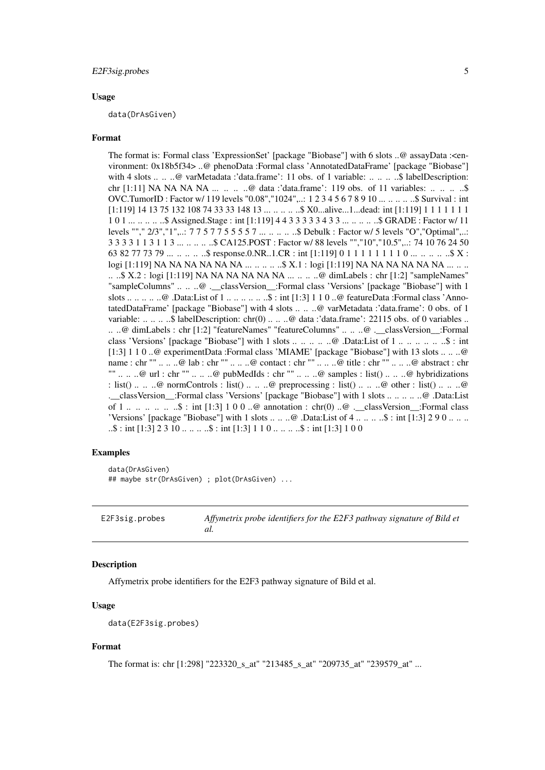### Usage

```
data(DrAsGiven)
```

### Format

The format is: Formal class 'ExpressionSet' [package "Biobase"] with 6 slots ..@ assayData :<environment: 0x18b5f34> ..@ phenoData :Formal class 'AnnotatedDataFrame' [package "Biobase"] with 4 slots .. .. ..@ varMetadata :'data.frame': 11 obs. of 1 variable: .. .. .. ..$ labelDescription: chr [1:11] NA NA NA NA ... .. .. ..@ data :'data.frame': 119 obs. of 11 variables: .. .. .. ..$ OVC.TumorID : Factor w/ 119 levels "0.08","1024",..: 1 2 3 4 5 6 7 8 9 10 ... .. .. .. ..$ Survival : int [1:119] 14 13 75 132 108 74 33 33 148 13 ... .. .. .. ..$ X0...alive...1...dead: int [1:119] 1 1 1 1 1 1 1 1 0 1 ... .. .. .. ..$ Assigned.Stage : int [1:119] 4 4 3 3 3 3 4 3 3 ... .. .. .. ..$ GRADE : Factor w/ 11 levels ""," 2/3","1",..: 7 7 5 7 7 5 5 5 5 7 ... .. .. .. ..$ Debulk : Factor w/ 5 levels "O","Optimal",..: 3 3 3 3 1 1 3 1 1 3 ... .. .. .. ..$ CA125.POST : Factor w/ 88 levels "","10","10.5",..: 74 10 76 24 50 63 82 77 73 79 ... .. .. .. ..$ response.0.NR..1.CR : int [1:119] 0 1 1 1 1 1 1 1 1 0 ... .. .. .. ..$ X : logi [1:119] NA NA NA NA NA NA ... .. .. .. ..$ X.1 : logi [1:119] NA NA NA NA NA NA ... .. .. .. ..$ X.2 : logi [1:119] NA NA NA NA NA NA ... .. .. ..@ dimLabels : chr [1:2] "sampleNames" "sampleColumns" .. .. ..@ .__classVersion__:Formal class 'Versions' [package "Biobase"] with 1 slots .. .. .. .. ..@ .Data:List of 1 .. .. .. .. .. ..$ : int [1:3] 1 1 0 ..@ featureData :Formal class 'AnnotatedDataFrame' [package "Biobase"] with 4 slots .. .. ..@ varMetadata :'data.frame': 0 obs. of 1 variable: .. .. .. ..$ labelDescription: chr(0) .. .. ..@ data :'data.frame': 22115 obs. of 0 variables .. .. ..@ dimLabels : chr [1:2] "featureNames" "featureColumns" .. .. ..@ .__classVersion__:Formal class 'Versions' [package "Biobase"] with 1 slots .. .. .. .. ..@ .Data:List of 1 .. .. .. .. .. ..$ : int [1:3] 1 1 0 ..@ experimentData :Formal class 'MIAME' [package "Biobase"] with 13 slots .. .. ..@ name : chr "" .. .. ..@ lab : chr "" .. .. ..@ contact : chr "" .. .. ..@ title : chr "" .. .. ..@ abstract : chr "" .. .. ..@ url : chr "" .. .. ..@ pubMedIds : chr "" .. .. ..@ samples : list() .. .. ..@ hybridizations : list() .. .. ..@ normControls : list() .. .. ..@ preprocessing : list() .. .. ..@ other : list() .. .. ..@ .__classVersion__:Formal class 'Versions' [package "Biobase"] with 1 slots .. .. .. .. ..@ .Data:List of 1 .. .. .. .. .. ..$ : int [1:3] 1 0 0 ..@ annotation : chr(0) ..@ .__classVersion__:Formal class 'Versions' [package "Biobase"] with 1 slots .. .. ..@ .Data:List of 4 .. .. .. ..$ : int [1:3] 2 9 0 .. .. .. ..$ : int [1:3] 2 3 10 .. .. .. ..$ : int [1:3] 1 1 0 .. .. .. ..$ : int [1:3] 1 0 0

### Examples

```
data(DrAsGiven)
## maybe str(DrAsGiven) ; plot(DrAsGiven) ...
```

---

## E2F3sig.probes — *Affymetrix probe identifiers for the E2F3 pathway signature of Bild et al.*

### Description

Affymetrix probe identifiers for the E2F3 pathway signature of Bild et al.

### Usage

```
data(E2F3sig.probes)
```

### Format

The format is: chr [1:298] "223320_s_at" "213485_s_at" "209735_at" "239579_at" ...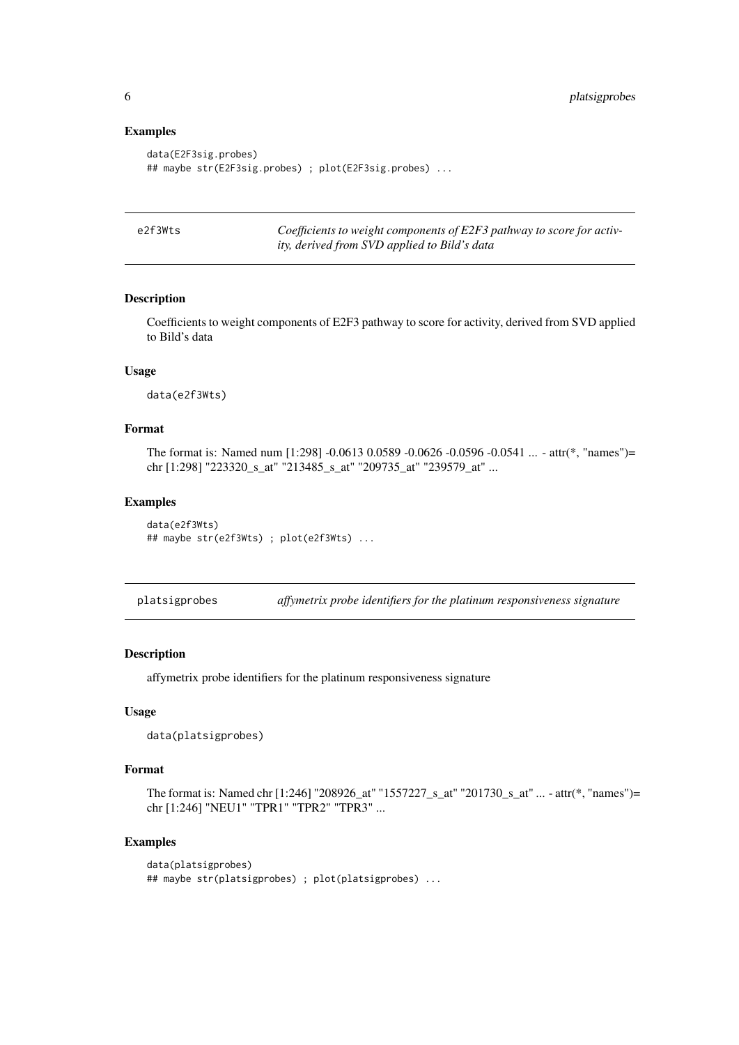### Examples

```
data(E2F3sig.probes)
## maybe str(E2F3sig.probes) ; plot(E2F3sig.probes) ...
```

---

## e2f3Wts *Coefficients to weight components of E2F3 pathway to score for activity, derived from SVD applied to Bild's data*

### Description

Coefficients to weight components of E2F3 pathway to score for activity, derived from SVD applied to Bild's data

### Usage

```
data(e2f3Wts)
```

### Format

The format is: Named num [1:298] -0.0613 0.0589 -0.0626 -0.0596 -0.0541 ... - attr(*, "names")= chr [1:298] "223320_s_at" "213485_s_at" "209735_at" "239579_at" ...

### Examples

```
data(e2f3Wts)
## maybe str(e2f3Wts) ; plot(e2f3Wts) ...
```

---

## platsigprobes *affymetrix probe identifiers for the platinum responsiveness signature*

### Description

affymetrix probe identifiers for the platinum responsiveness signature

### Usage

```
data(platsigprobes)
```

### Format

The format is: Named chr [1:246] "208926_at" "1557227_s_at" "201730_s_at" ... - attr(*, "names")= chr [1:246] "NEU1" "TPR1" "TPR2" "TPR3" ...

### Examples

```
data(platsigprobes)
## maybe str(platsigprobes) ; plot(platsigprobes) ...
```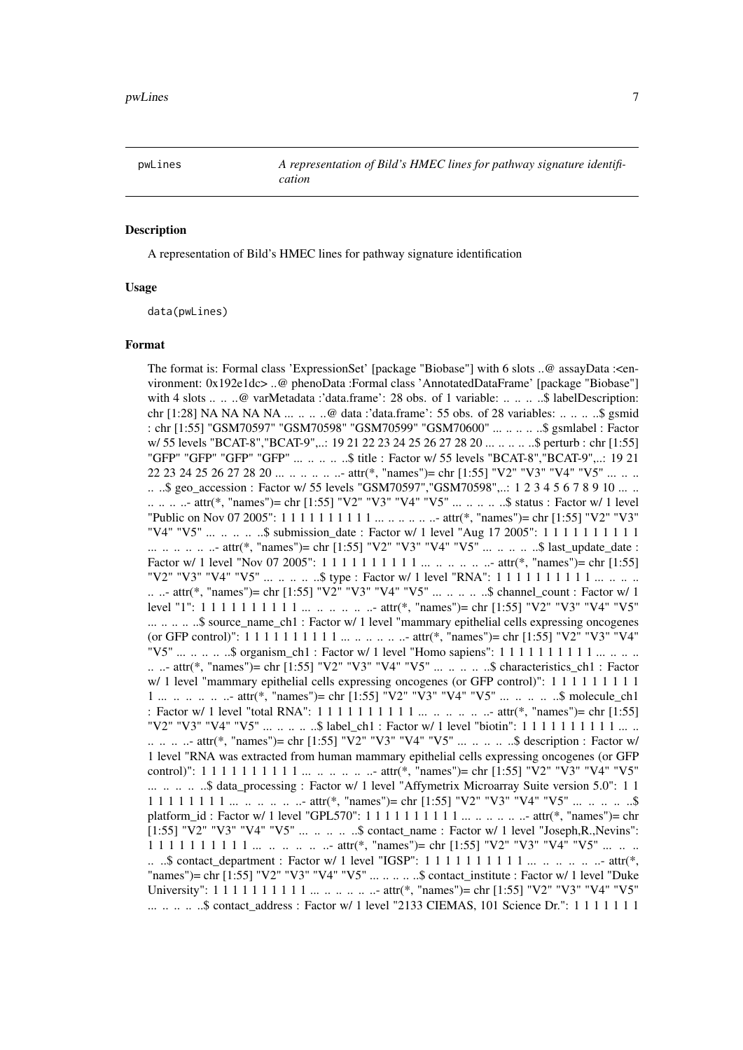pwLines *A representation of Bild's HMEC lines for pathway signature identification*

### Description

A representation of Bild's HMEC lines for pathway signature identification

### Usage

```
data(pwLines)
```

### Format

The format is: Formal class 'ExpressionSet' [package "Biobase"] with 6 slots ..@ assayData :<environment: 0x192e1dc> ..@ phenoData :Formal class 'AnnotatedDataFrame' [package "Biobase"] with 4 slots .. .. ..@ varMetadata :'data.frame': 28 obs. of 1 variable: .. .. .. ..$ labelDescription: chr [1:28] NA NA NA NA ... .. .. ..@ data :'data.frame': 55 obs. of 28 variables: .. .. .. ..$ gsmid : chr [1:55] "GSM70597" "GSM70598" "GSM70599" "GSM70600" ... .. .. .. ..$ gsmlabel : Factor w/ 55 levels "BCAT-8","BCAT-9",..: 19 21 22 23 24 25 26 27 28 20 ... .. .. .. ..$ perturb : chr [1:55] "GFP" "GFP" "GFP" "GFP" ... .. .. .. ..$ title : Factor w/ 55 levels "BCAT-8","BCAT-9",..: 19 21 22 23 24 25 26 27 28 20 ... .. .. .. .. ..- attr(*, "names")= chr [1:55] "V2" "V3" "V4" "V5" ... .. .. .. ..$ geo_accession : Factor w/ 55 levels "GSM70597","GSM70598",..: 1 2 3 4 5 6 7 8 9 10 ... .. .. .. .. ..- attr(*, "names")= chr [1:55] "V2" "V3" "V4" "V5" ... .. .. .. ..$ status : Factor w/ 1 level "Public on Nov 07 2005": 1 1 1 1 1 1 1 1 1 1 ... .. .. .. .. ..- attr(*, "names")= chr [1:55] "V2" "V3" "V4" "V5" ... .. .. .. ..$ submission_date : Factor w/ 1 level "Aug 17 2005": 1 1 1 1 1 1 1 1 1 1 ... .. .. .. .. ..- attr(*, "names")= chr [1:55] "V2" "V3" "V4" "V5" ... .. .. .. ..$ last_update_date : Factor w/ 1 level "Nov 07 2005": 1 1 1 1 1 1 1 1 1 1 ... .. .. .. .. ..- attr(*, "names")= chr [1:55] "V2" "V3" "V4" "V5" ... .. .. .. ..$ type : Factor w/ 1 level "RNA": 1 1 1 1 1 1 1 1 1 1 ... .. .. .. .. ..- attr(*, "names")= chr [1:55] "V2" "V3" "V4" "V5" ... .. .. .. ..$ channel_count : Factor w/ 1 level "1": 1 1 1 1 1 1 1 1 1 1 ... .. .. .. .. ..- attr(*, "names")= chr [1:55] "V2" "V3" "V4" "V5" ... .. .. .. ..$ source_name_ch1 : Factor w/ 1 level "mammary epithelial cells expressing oncogenes (or GFP control)": 1 1 1 1 1 1 1 1 1 1 ... .. .. .. .. ..- attr(*, "names")= chr [1:55] "V2" "V3" "V4" "V5" ... .. .. .. ..$ organism_ch1 : Factor w/ 1 level "Homo sapiens": 1 1 1 1 1 1 1 1 1 1 ... .. .. .. .. ..- attr(*, "names")= chr [1:55] "V2" "V3" "V4" "V5" ... .. .. .. ..$ characteristics_ch1 : Factor w/ 1 level "mammary epithelial cells expressing oncogenes (or GFP control)": 1 1 1 1 1 1 1 1 1 1 ... .. .. .. .. ..- attr(*, "names")= chr [1:55] "V2" "V3" "V4" "V5" ... .. .. .. ..$ molecule_ch1 : Factor w/ 1 level "total RNA": 1 1 1 1 1 1 1 1 1 1 ... .. .. .. .. ..- attr(*, "names")= chr [1:55] "V2" "V3" "V4" "V5" ... .. .. .. ..$ label_ch1 : Factor w/ 1 level "biotin": 1 1 1 1 1 1 1 1 1 1 ... .. .. .. .. ..- attr(*, "names")= chr [1:55] "V2" "V3" "V4" "V5" ... .. .. .. ..$ description : Factor w/ 1 level "RNA was extracted from human mammary epithelial cells expressing oncogenes (or GFP control)": 1 1 1 1 1 1 1 1 1 1 ... .. .. .. .. ..- attr(*, "names")= chr [1:55] "V2" "V3" "V4" "V5" ... .. .. .. ..$ data_processing : Factor w/ 1 level "Affymetrix Microarray Suite version 5.0": 1 1 1 1 1 1 1 1 1 1 ... .. .. .. .. ..- attr(*, "names")= chr [1:55] "V2" "V3" "V4" "V5" ... .. .. .. ..$ platform_id : Factor w/ 1 level "GPL570": 1 1 1 1 1 1 1 1 1 1 ... .. .. .. .. ..- attr(*, "names")= chr [1:55] "V2" "V3" "V4" "V5" ... .. .. .. ..$ contact_name : Factor w/ 1 level "Joseph,R.,Nevins": 1 1 1 1 1 1 1 1 1 1 ... .. .. .. .. ..- attr(*, "names")= chr [1:55] "V2" "V3" "V4" "V5" ... .. .. .. ..$ contact_department : Factor w/ 1 level "IGSP": 1 1 1 1 1 1 1 1 1 1 ... .. .. .. .. ..- attr(*, "names")= chr [1:55] "V2" "V3" "V4" "V5" ... .. .. .. ..$ contact_institute : Factor w/ 1 level "Duke University": 1 1 1 1 1 1 1 1 1 1 ... .. .. .. .. ..- attr(*, "names")= chr [1:55] "V2" "V3" "V4" "V5" ... .. .. .. ..$ contact_address : Factor w/ 1 level "2133 CIEMAS, 101 Science Dr.": 1 1 1 1 1 1 1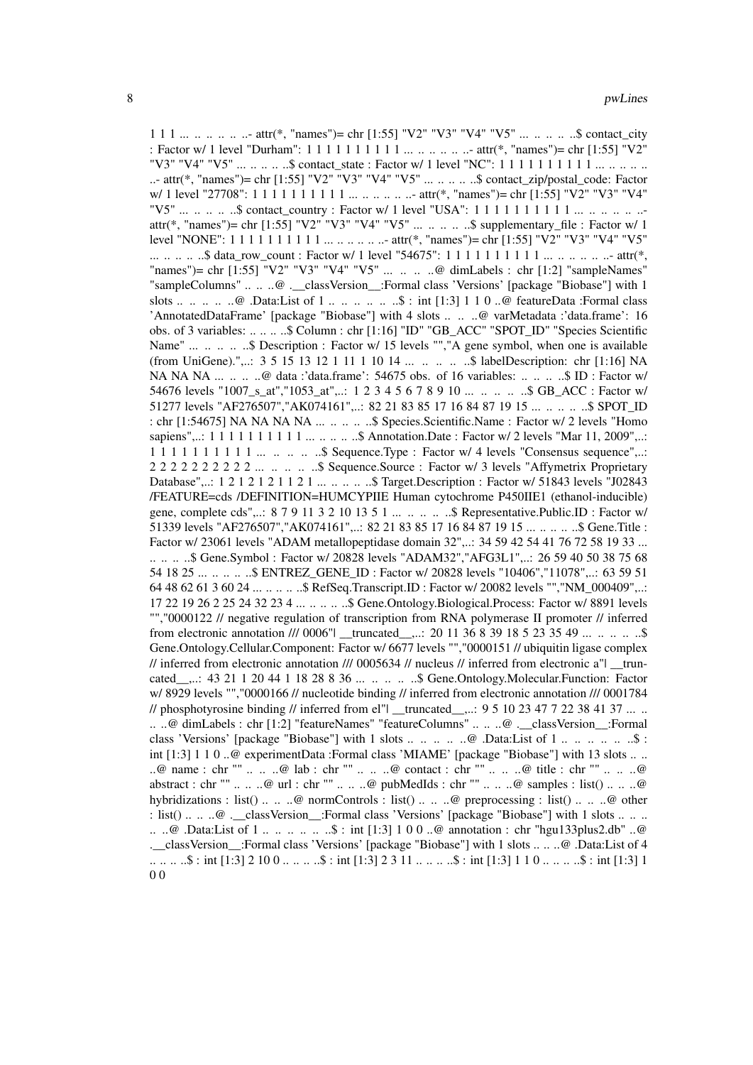1 1 1 ... .. .. .. .. ..- attr(*, "names")= chr [1:55] "V2" "V3" "V4" "V5" ... .. .. .. ..$ contact_city : Factor w/ 1 level "Durham": 1 1 1 1 1 1 1 1 1 1 ... .. .. .. .. ..- attr(*, "names")= chr [1:55] "V2" "V3" "V4" "V5" ... .. .. .. ..$ contact_state : Factor w/ 1 level "NC": 1 1 1 1 1 1 1 1 1 1 ... .. .. .. .. ..- attr(*, "names")= chr [1:55] "V2" "V3" "V4" "V5" ... .. .. .. ..$ contact_zip/postal_code: Factor w/ 1 level "27708": 1 1 1 1 1 1 1 1 1 1 ... .. .. .. .. ..- attr(*, "names")= chr [1:55] "V2" "V3" "V4" "V5" ... .. .. .. ..$ contact_country : Factor w/ 1 level "USA": 1 1 1 1 1 1 1 1 1 1 ... .. .. .. .. ..- attr(*, "names")= chr [1:55] "V2" "V3" "V4" "V5" ... .. .. .. ..$ supplementary_file : Factor w/ 1 level "NONE": 1 1 1 1 1 1 1 1 1 1 ... .. .. .. .. ..- attr(*, "names")= chr [1:55] "V2" "V3" "V4" "V5" ... .. .. .. ..$ data_row_count : Factor w/ 1 level "54675": 1 1 1 1 1 1 1 1 1 1 ... .. .. .. .. ..- attr(*, "names")= chr [1:55] "V2" "V3" "V4" "V5" ... .. .. ..@ dimLabels : chr [1:2] "sampleNames" "sampleColumns" .. .. ..@ .__classVersion__:Formal class 'Versions' [package "Biobase"] with 1 slots .. .. .. .. ..@ .Data:List of 1 .. .. .. .. .. ..$ : int [1:3] 1 1 0 ..@ featureData :Formal class 'AnnotatedDataFrame' [package "Biobase"] with 4 slots .. .. ..@ varMetadata :'data.frame': 16 obs. of 3 variables: .. .. .. ..$ Column : chr [1:16] "ID" "GB_ACC" "SPOT_ID" "Species Scientific Name" ... .. .. .. ..$ Description : Factor w/ 15 levels "","A gene symbol, when one is available (from UniGene).",..: 3 5 15 13 12 1 11 1 10 14 ... .. .. .. ..$ labelDescription: chr [1:16] NA NA NA NA ... .. .. ..@ data :'data.frame': 54675 obs. of 16 variables: .. .. .. ..$ ID : Factor w/ 54676 levels "1007_s_at","1053_at",..: 1 2 3 4 5 6 7 8 9 10 ... .. .. .. ..$ GB_ACC : Factor w/ 51277 levels "AF276507","AK074161",..: 82 21 83 85 17 16 84 87 19 15 ... .. .. .. ..$ SPOT_ID : chr [1:54675] NA NA NA NA ... .. .. .. ..$ Species.Scientific.Name : Factor w/ 2 levels "Homo sapiens",..: 1 1 1 1 1 1 1 1 1 1 ... .. .. .. ..$ Annotation.Date : Factor w/ 2 levels "Mar 11, 2009",..: 1 1 1 1 1 1 1 1 1 1 ... .. .. .. ..$ Sequence.Type : Factor w/ 4 levels "Consensus sequence",..: 2 2 2 2 2 2 2 2 2 2 ... .. .. .. ..$ Sequence.Source : Factor w/ 3 levels "Affymetrix Proprietary Database",..: 1 2 1 2 1 2 1 1 2 1 ... .. .. .. ..$ Target.Description : Factor w/ 51843 levels "J02843 /FEATURE=cds /DEFINITION=HUMCYPIIE Human cytochrome P450IIE1 (ethanol-inducible) gene, complete cds",..: 8 7 9 11 3 2 10 13 5 1 ... .. .. .. ..$ Representative.Public.ID : Factor w/ 51339 levels "AF276507","AK074161",..: 82 21 83 85 17 16 84 87 19 15 ... .. .. .. ..$ Gene.Title : Factor w/ 23061 levels "ADAM metallopeptidase domain 32",..: 34 59 42 54 41 76 72 58 19 33 ... .. .. .. ..$ Gene.Symbol : Factor w/ 20828 levels "ADAM32","AFG3L1",..: 26 59 40 50 38 75 68 54 18 25 ... .. .. .. ..$ ENTREZ_GENE_ID : Factor w/ 20828 levels "10406","11078",..: 63 59 51 64 48 62 61 3 60 24 ... .. .. .. ..$ RefSeq.Transcript.ID : Factor w/ 20082 levels "","NM_000409",..: 17 22 19 26 2 25 24 32 23 4 ... .. .. .. ..$ Gene.Ontology.Biological.Process: Factor w/ 8891 levels "","0000122 // negative regulation of transcription from RNA polymerase II promoter // inferred from electronic annotation /// 0006"| __truncated__,..: 20 11 36 8 39 18 5 23 35 49 ... .. .. .. ..$ Gene.Ontology.Cellular.Component: Factor w/ 6677 levels "","0000151 // ubiquitin ligase complex // inferred from electronic annotation /// 0005634 // nucleus // inferred from electronic a"| __truncated__,..: 43 21 1 20 44 1 18 28 8 36 ... .. .. .. ..$ Gene.Ontology.Molecular.Function: Factor w/ 8929 levels "","0000166 // nucleotide binding // inferred from electronic annotation /// 0001784 // phosphotyrosine binding // inferred from el"| __truncated__,..: 9 5 10 23 47 7 22 38 41 37 ... .. .. ..@ dimLabels : chr [1:2] "featureNames" "featureColumns" .. .. ..@ .__classVersion__:Formal class 'Versions' [package "Biobase"] with 1 slots .. .. .. .. ..@ .Data:List of 1 .. .. .. .. .. ..$ : int [1:3] 1 1 0 ..@ experimentData :Formal class 'MIAME' [package "Biobase"] with 13 slots .. .. ..@ name : chr "" .. .. ..@ lab : chr "" .. .. ..@ contact : chr "" .. .. ..@ title : chr "" .. .. ..@ abstract : chr "" .. .. ..@ url : chr "" .. .. ..@ pubMedIds : chr "" .. .. ..@ samples : list() .. .. ..@ hybridizations : list() .. .. ..@ normControls : list() .. .. ..@ preprocessing : list() .. .. ..@ other : list() .. .. ..@ .__classVersion__:Formal class 'Versions' [package "Biobase"] with 1 slots .. .. .. .. ..@ .Data:List of 1 .. .. .. .. .. ..$ : int [1:3] 1 0 0 ..@ annotation : chr "hgu133plus2.db" ..@ .__classVersion__:Formal class 'Versions' [package "Biobase"] with 1 slots .. .. ..@ .Data:List of 4 .. .. .. ..$ : int [1:3] 2 10 0 .. .. .. ..$ : int [1:3] 2 3 11 .. .. .. ..$ : int [1:3] 1 1 0 .. .. .. ..$ : int [1:3] 1 0 0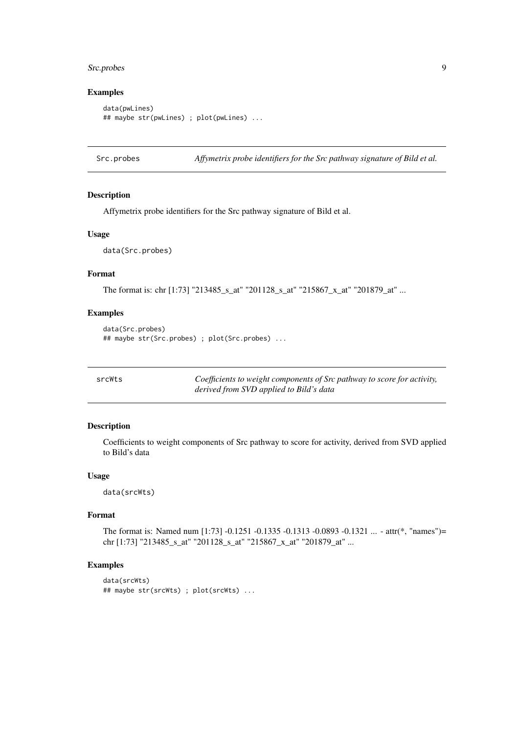### Examples

```
data(pwLines)
## maybe str(pwLines) ; plot(pwLines) ...
```

---

## Src.probes — *Affymetrix probe identifiers for the Src pathway signature of Bild et al.*

### Description

Affymetrix probe identifiers for the Src pathway signature of Bild et al.

### Usage

```
data(Src.probes)
```

### Format

The format is: chr [1:73] "213485_s_at" "201128_s_at" "215867_x_at" "201879_at" ...

### Examples

```
data(Src.probes)
## maybe str(Src.probes) ; plot(Src.probes) ...
```

---

## srcWts — *Coefficients to weight components of Src pathway to score for activity, derived from SVD applied to Bild's data*

### Description

Coefficients to weight components of Src pathway to score for activity, derived from SVD applied to Bild's data

### Usage

```
data(srcWts)
```

### Format

The format is: Named num [1:73] -0.1251 -0.1335 -0.1313 -0.0893 -0.1321 ... - attr(*, "names")= chr [1:73] "213485_s_at" "201128_s_at" "215867_x_at" "201879_at" ...

### Examples

```
data(srcWts)
## maybe str(srcWts) ; plot(srcWts) ...
```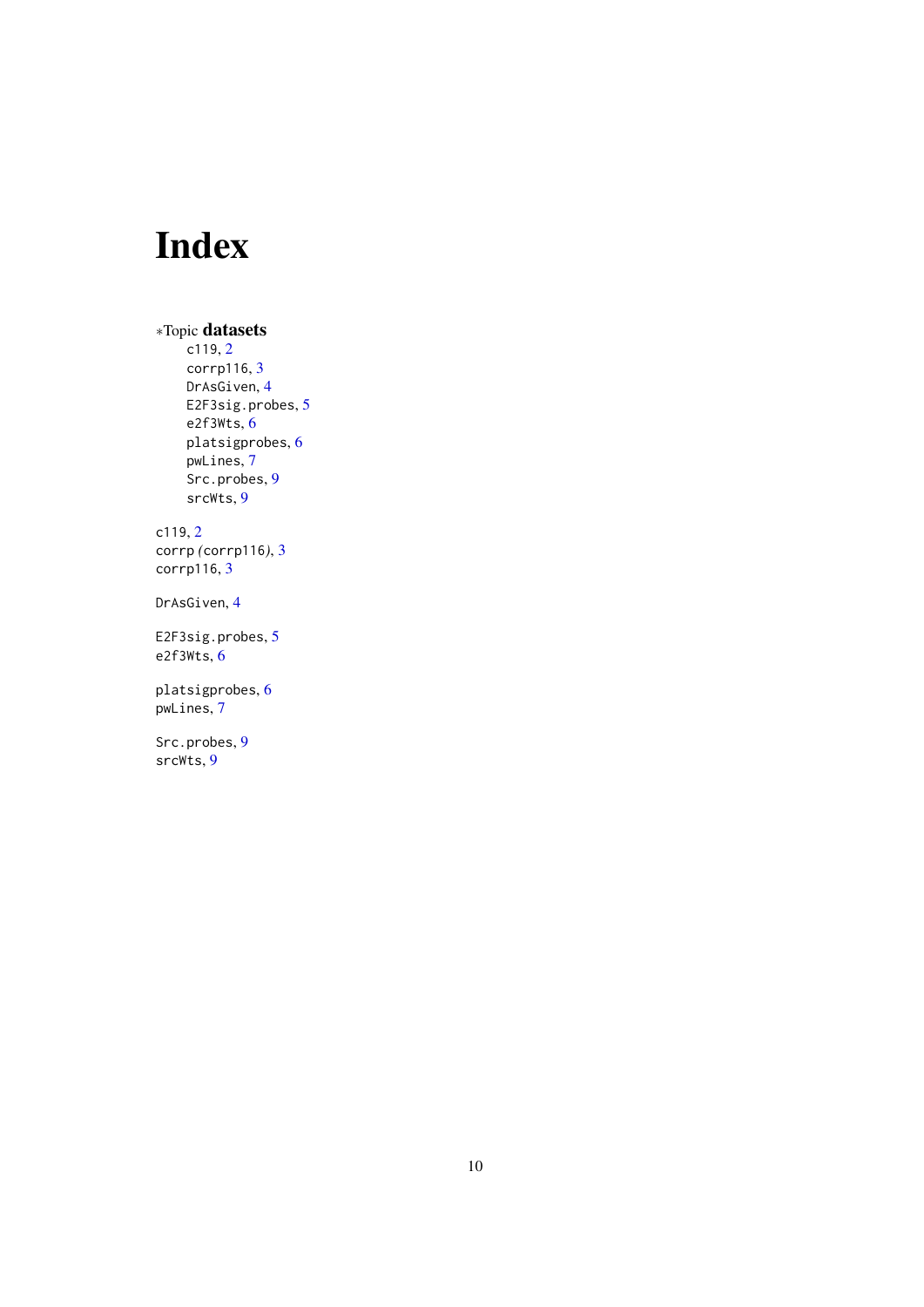# Index

*Topic **datasets**
- c119, 2
- corrp116, 3
- DrAsGiven, 4
- E2F3sig.probes, 5
- e2f3Wts, 6
- platsigprobes, 6
- pwLines, 7
- Src.probes, 9
- srcWts, 9

c119, 2
corrp (corrp116), 3
corrp116, 3

DrAsGiven, 4

E2F3sig.probes, 5
e2f3Wts, 6

platsigprobes, 6
pwLines, 7

Src.probes, 9
srcWts, 9